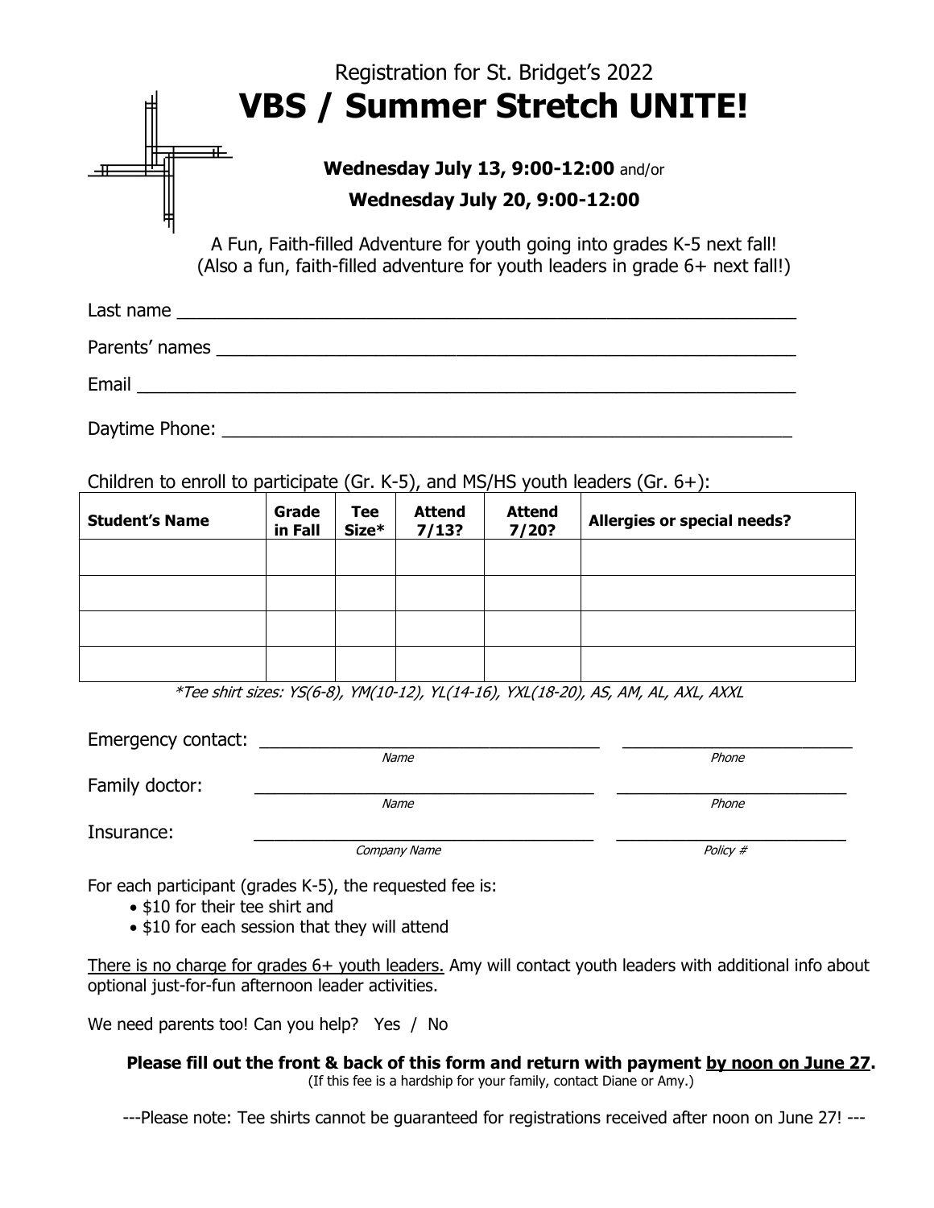Registration for St. Bridget's 2022

# VBS / Summer Stretch UNITE!

**Wednesday July 13, 9:00-12:00** and/or

**Wednesday July 20, 9:00-12:00**

A Fun, Faith-filled Adventure for youth going into grades K-5 next fall!
(Also a fun, faith-filled adventure for youth leaders in grade 6+ next fall!)

Last name ________________________________________________________________

Parents' names ____________________________________________________________

Email ____________________________________________________________________

Daytime Phone: ____________________________________________________________

Children to enroll to participate (Gr. K-5), and MS/HS youth leaders (Gr. 6+):

| Student's Name | Grade in Fall | Tee Size* | Attend 7/13? | Attend 7/20? | Allergies or special needs? |
|---|---|---|---|---|---|
| | | | | | |
| | | | | | |
| | | | | | |
| | | | | | |

*\*Tee shirt sizes: YS(6-8), YM(10-12), YL(14-16), YXL(18-20), AS, AM, AL, AXL, AXXL*

Emergency contact: ___________________________________ (*Name*) _______________________ (*Phone*)

Family doctor: ___________________________________ (*Name*) _______________________ (*Phone*)

Insurance: ___________________________________ (*Company Name*) _______________________ (*Policy #*)

For each participant (grades K-5), the requested fee is:

- $10 for their tee shirt and
- $10 for each session that they will attend

There is no charge for grades 6+ youth leaders. Amy will contact youth leaders with additional info about optional just-for-fun afternoon leader activities.

We need parents too! Can you help? Yes / No

**Please fill out the front & back of this form and return with payment by noon on June 27.**
(If this fee is a hardship for your family, contact Diane or Amy.)

---Please note: Tee shirts cannot be guaranteed for registrations received after noon on June 27! ---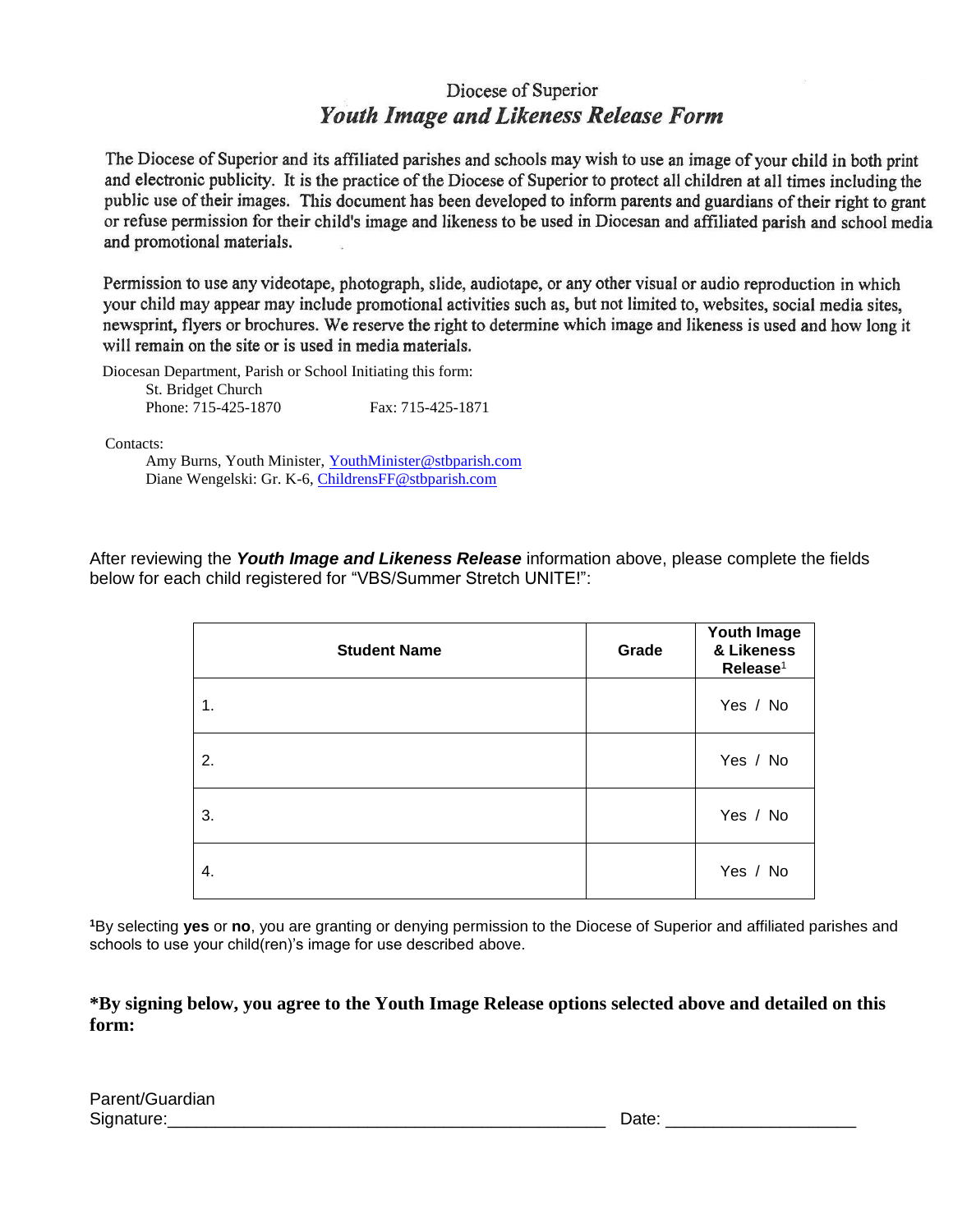# Diocese of Superior
## *Youth Image and Likeness Release Form*

The Diocese of Superior and its affiliated parishes and schools may wish to use an image of your child in both print and electronic publicity. It is the practice of the Diocese of Superior to protect all children at all times including the public use of their images. This document has been developed to inform parents and guardians of their right to grant or refuse permission for their child's image and likeness to be used in Diocesan and affiliated parish and school media and promotional materials.

Permission to use any videotape, photograph, slide, audiotape, or any other visual or audio reproduction in which your child may appear may include promotional activities such as, but not limited to, websites, social media sites, newsprint, flyers or brochures. We reserve the right to determine which image and likeness is used and how long it will remain on the site or is used in media materials.

Diocesan Department, Parish or School Initiating this form:
St. Bridget Church
Phone: 715-425-1870 Fax: 715-425-1871

Contacts:
Amy Burns, Youth Minister, YouthMinister@stbparish.com
Diane Wengelski: Gr. K-6, ChildrensFF@stbparish.com

After reviewing the ***Youth Image and Likeness Release*** information above, please complete the fields below for each child registered for "VBS/Summer Stretch UNITE!":

| Student Name | Grade | Youth Image & Likeness Release[1] |
|---|---|---|
| 1. | | Yes / No |
| 2. | | Yes / No |
| 3. | | Yes / No |
| 4. | | Yes / No |

[1]By selecting **yes** or **no**, you are granting or denying permission to the Diocese of Superior and affiliated parishes and schools to use your child(ren)'s image for use described above.

**\*By signing below, you agree to the Youth Image Release options selected above and detailed on this form:**

Parent/Guardian
Signature:_______________________________________________ Date: ___________________